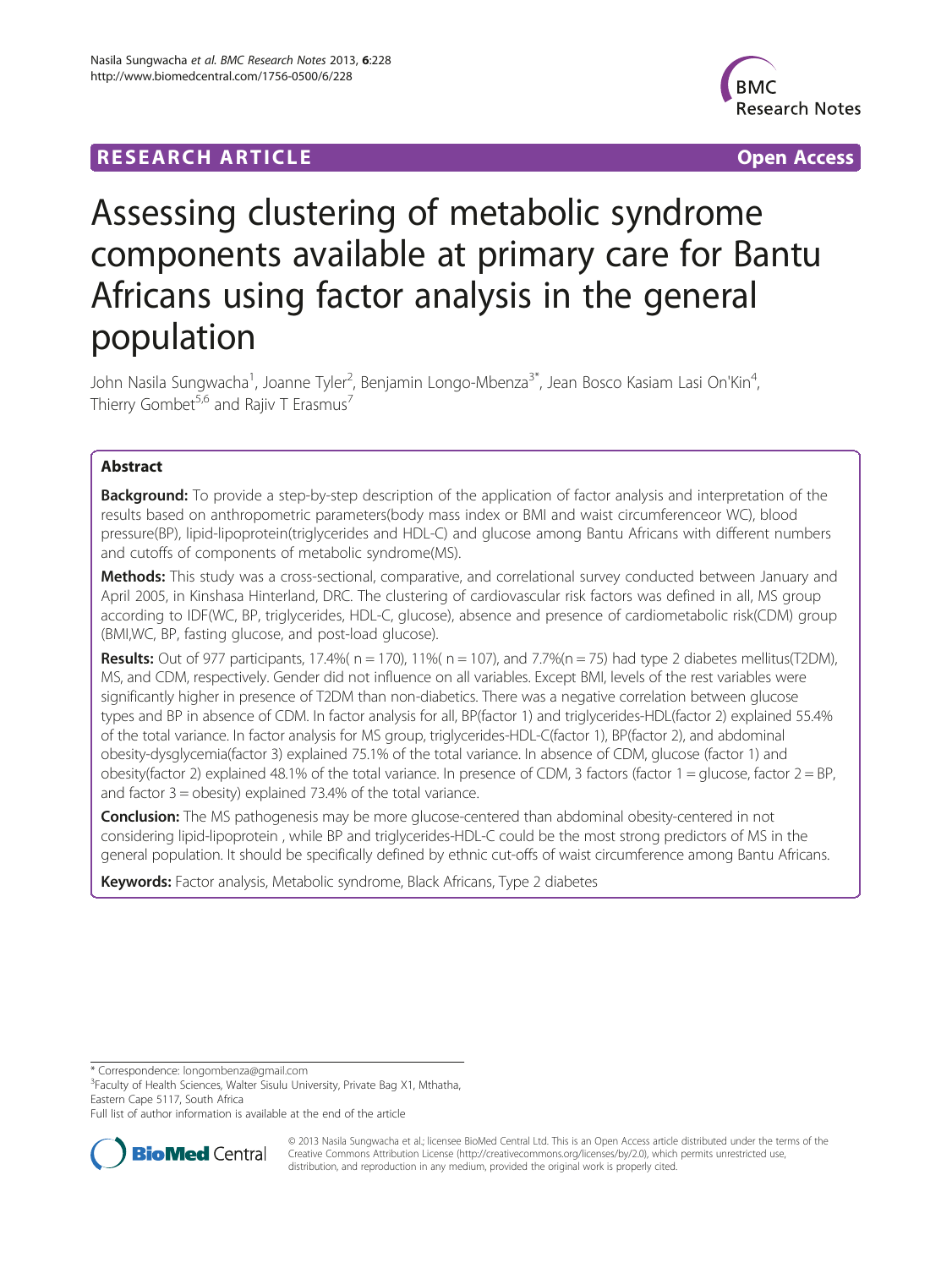**RESEARCH ARTICLE** **Open Access**

# Assessing clustering of metabolic syndrome components available at primary care for Bantu Africans using factor analysis in the general population

John Nasila Sungwacha[1], Joanne Tyler[2], Benjamin Longo-Mbenza[3*], Jean Bosco Kasiam Lasi On'Kin[4], Thierry Gombet[5,6] and Rajiv T Erasmus[7]

## Abstract

**Background:** To provide a step-by-step description of the application of factor analysis and interpretation of the results based on anthropometric parameters(body mass index or BMI and waist circumferenceor WC), blood pressure(BP), lipid-lipoprotein(triglycerides and HDL-C) and glucose among Bantu Africans with different numbers and cutoffs of components of metabolic syndrome(MS).

**Methods:** This study was a cross-sectional, comparative, and correlational survey conducted between January and April 2005, in Kinshasa Hinterland, DRC. The clustering of cardiovascular risk factors was defined in all, MS group according to IDF(WC, BP, triglycerides, HDL-C, glucose), absence and presence of cardiometabolic risk(CDM) group (BMI,WC, BP, fasting glucose, and post-load glucose).

**Results:** Out of 977 participants, 17.4%( n = 170), 11%( n = 107), and 7.7%(n = 75) had type 2 diabetes mellitus(T2DM), MS, and CDM, respectively. Gender did not influence on all variables. Except BMI, levels of the rest variables were significantly higher in presence of T2DM than non-diabetics. There was a negative correlation between glucose types and BP in absence of CDM. In factor analysis for all, BP(factor 1) and triglycerides-HDL(factor 2) explained 55.4% of the total variance. In factor analysis for MS group, triglycerides-HDL-C(factor 1), BP(factor 2), and abdominal obesity-dysglycemia(factor 3) explained 75.1% of the total variance. In absence of CDM, glucose (factor 1) and obesity(factor 2) explained 48.1% of the total variance. In presence of CDM, 3 factors (factor 1 = glucose, factor 2 = BP, and factor 3 = obesity) explained 73.4% of the total variance.

**Conclusion:** The MS pathogenesis may be more glucose-centered than abdominal obesity-centered in not considering lipid-lipoprotein , while BP and triglycerides-HDL-C could be the most strong predictors of MS in the general population. It should be specifically defined by ethnic cut-offs of waist circumference among Bantu Africans.

**Keywords:** Factor analysis, Metabolic syndrome, Black Africans, Type 2 diabetes

---

\* Correspondence: longombenza@gmail.com
[3]Faculty of Health Sciences, Walter Sisulu University, Private Bag X1, Mthatha, Eastern Cape 5117, South Africa
Full list of author information is available at the end of the article

© 2013 Nasila Sungwacha et al.; licensee BioMed Central Ltd. This is an Open Access article distributed under the terms of the Creative Commons Attribution License (http://creativecommons.org/licenses/by/2.0), which permits unrestricted use, distribution, and reproduction in any medium, provided the original work is properly cited.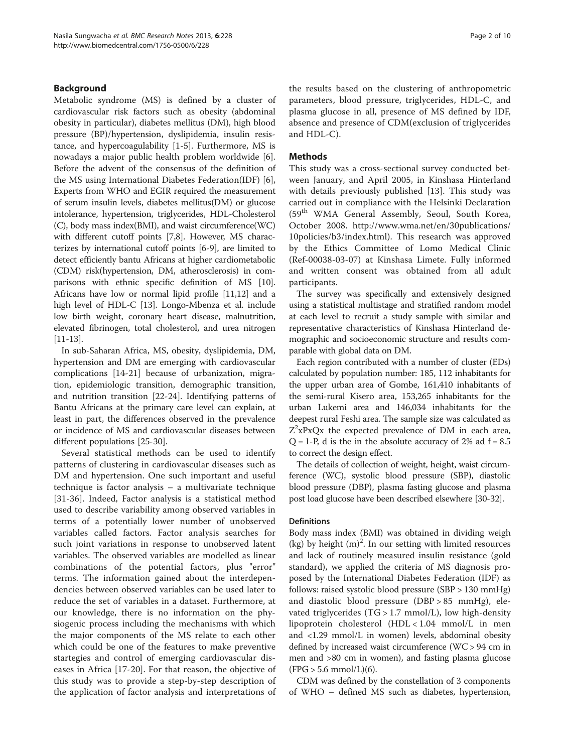## Background

Metabolic syndrome (MS) is defined by a cluster of cardiovascular risk factors such as obesity (abdominal obesity in particular), diabetes mellitus (DM), high blood pressure (BP)/hypertension, dyslipidemia, insulin resistance, and hypercoagulability [1-5]. Furthermore, MS is nowadays a major public health problem worldwide [6]. Before the advent of the consensus of the definition of the MS using International Diabetes Federation(IDF) [6], Experts from WHO and EGIR required the measurement of serum insulin levels, diabetes mellitus(DM) or glucose intolerance, hypertension, triglycerides, HDL-Cholesterol (C), body mass index(BMI), and waist circumference(WC) with different cutoff points [7,8]. However, MS characterizes by international cutoff points [6-9], are limited to detect efficiently bantu Africans at higher cardiometabolic (CDM) risk(hypertension, DM, atherosclerosis) in comparisons with ethnic specific definition of MS [10]. Africans have low or normal lipid profile [11,12] and a high level of HDL-C [13]. Longo-Mbenza et al. include low birth weight, coronary heart disease, malnutrition, elevated fibrinogen, total cholesterol, and urea nitrogen [11-13].

In sub-Saharan Africa, MS, obesity, dyslipidemia, DM, hypertension and DM are emerging with cardiovascular complications [14-21] because of urbanization, migration, epidemiologic transition, demographic transition, and nutrition transition [22-24]. Identifying patterns of Bantu Africans at the primary care level can explain, at least in part, the differences observed in the prevalence or incidence of MS and cardiovascular diseases between different populations [25-30].

Several statistical methods can be used to identify patterns of clustering in cardiovascular diseases such as DM and hypertension. One such important and useful technique is factor analysis – a multivariate technique [31-36]. Indeed, Factor analysis is a statistical method used to describe variability among observed variables in terms of a potentially lower number of unobserved variables called factors. Factor analysis searches for such joint variations in response to unobserved latent variables. The observed variables are modelled as linear combinations of the potential factors, plus "error" terms. The information gained about the interdependencies between observed variables can be used later to reduce the set of variables in a dataset. Furthermore, at our knowledge, there is no information on the physiogenic process including the mechanisms with which the major components of the MS relate to each other which could be one of the features to make preventive startegies and control of emerging cardiovascular diseases in Africa [17-20]. For that reason, the objective of this study was to provide a step-by-step description of the application of factor analysis and interpretations of the results based on the clustering of anthropometric parameters, blood pressure, triglycerides, HDL-C, and plasma glucose in all, presence of MS defined by IDF, absence and presence of CDM(exclusion of triglycerides and HDL-C).

## Methods

This study was a cross-sectional survey conducted between January, and April 2005, in Kinshasa Hinterland with details previously published [13]. This study was carried out in compliance with the Helsinki Declaration (59[th] WMA General Assembly, Seoul, South Korea, October 2008. http://www.wma.net/en/30publications/10policies/b3/index.html). This research was approved by the Ethics Committee of Lomo Medical Clinic (Ref-00038-03-07) at Kinshasa Limete. Fully informed and written consent was obtained from all adult participants.

The survey was specifically and extensively designed using a statistical multistage and stratified random model at each level to recruit a study sample with similar and representative characteristics of Kinshasa Hinterland demographic and socioeconomic structure and results comparable with global data on DM.

Each region contributed with a number of cluster (EDs) calculated by population number: 185, 112 inhabitants for the upper urban area of Gombe, 161,410 inhabitants of the semi-rural Kisero area, 153,265 inhabitants for the urban Lukemi area and 146,034 inhabitants for the deepest rural Feshi area. The sample size was calculated as $Z^2 x P x Q x$ the expected prevalence of DM in each area, Q = 1-P, d is the in the absolute accuracy of 2% ad f = 8.5 to correct the design effect.

The details of collection of weight, height, waist circumference (WC), systolic blood pressure (SBP), diastolic blood pressure (DBP), plasma fasting glucose and plasma post load glucose have been described elsewhere [30-32].

### Definitions

Body mass index (BMI) was obtained in dividing weigh (kg) by height $(m)^2$. In our setting with limited resources and lack of routinely measured insulin resistance (gold standard), we applied the criteria of MS diagnosis proposed by the International Diabetes Federation (IDF) as follows: raised systolic blood pressure (SBP > 130 mmHg) and diastolic blood pressure (DBP > 85 mmHg), elevated triglycerides (TG > 1.7 mmol/L), low high-density lipoprotein cholesterol (HDL < 1.04 mmol/L in men and <1.29 mmol/L in women) levels, abdominal obesity defined by increased waist circumference (WC > 94 cm in men and >80 cm in women), and fasting plasma glucose (FPG > 5.6 mmol/L)(6).

CDM was defined by the constellation of 3 components of WHO – defined MS such as diabetes, hypertension,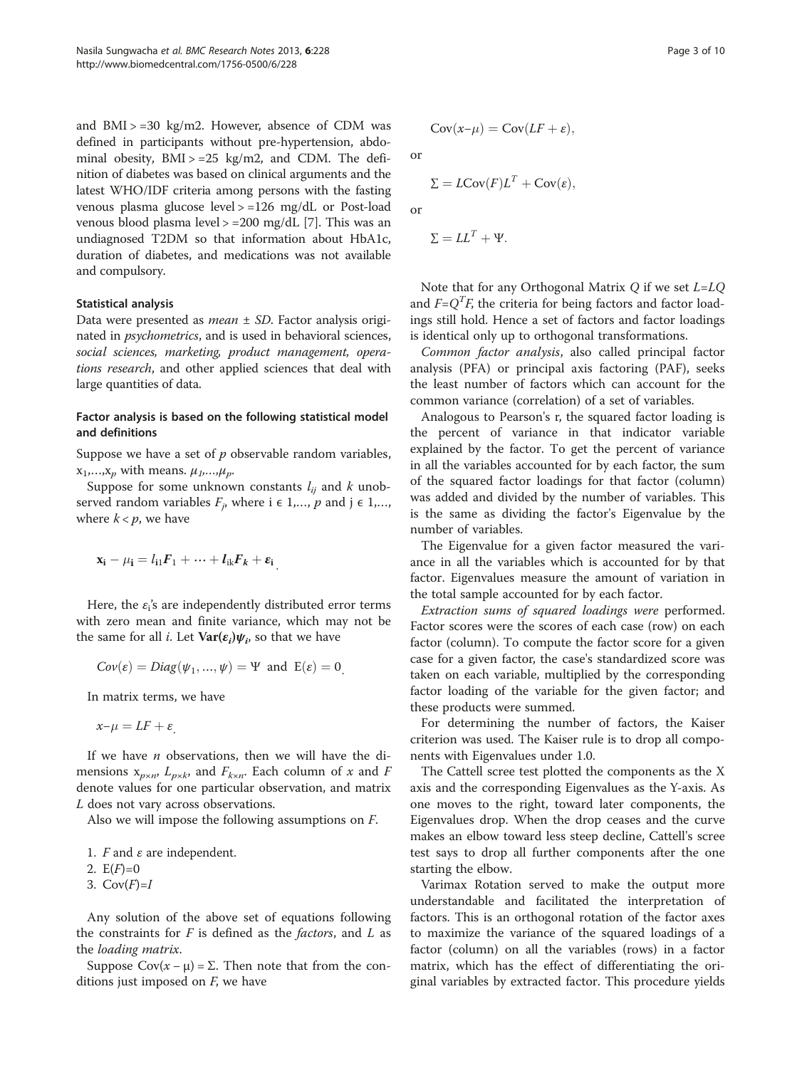and BMI > =30 kg/m2. However, absence of CDM was defined in participants without pre-hypertension, abdominal obesity, BMI > =25 kg/m2, and CDM. The definition of diabetes was based on clinical arguments and the latest WHO/IDF criteria among persons with the fasting venous plasma glucose level > =126 mg/dL or Post-load venous blood plasma level > =200 mg/dL [7]. This was an undiagnosed T2DM so that information about HbA1c, duration of diabetes, and medications was not available and compulsory.

### Statistical analysis

Data were presented as *mean ± SD*. Factor analysis originated in *psychometrics*, and is used in behavioral sciences, *social sciences, marketing, product management, operations research*, and other applied sciences that deal with large quantities of data.

### Factor analysis is based on the following statistical model and definitions

Suppose we have a set of $p$ observable random variables, $x_1,\ldots,x_p$ with means. $\mu_1,\ldots,\mu_p$.

Suppose for some unknown constants $l_{ij}$ and $k$ unobserved random variables $F_j$, where i ∈ 1,..., $p$ and j ∈ 1,..., where $k < p$, we have

$$\mathbf{x_i} - \mu_\mathbf{i} = l_{i1}\boldsymbol{F}_1 + \cdots + \boldsymbol{l}_{ik}\boldsymbol{F}_k + \boldsymbol{\varepsilon}_\mathbf{i}$$

Here, the $\varepsilon_i$'s are independently distributed error terms with zero mean and finite variance, which may not be the same for all $i$. Let $\mathbf{Var}(\boldsymbol{\varepsilon}_i)\boldsymbol{\psi}_i$, so that we have

$$Cov(\varepsilon) = Diag(\psi_1, \ldots, \psi) = \Psi \text{ and } \mathrm{E}(\varepsilon) = 0$$

In matrix terms, we have

$$x - \mu = LF + \varepsilon$$

If we have $n$ observations, then we will have the dimensions $x_{p\times n}$, $L_{p\times k}$, and $F_{k\times n}$. Each column of $x$ and $F$ denote values for one particular observation, and matrix $L$ does not vary across observations.

Also we will impose the following assumptions on $F$.

1. $F$ and $\varepsilon$ are independent.
2. $E(F)=0$
3. $Cov(F)=I$

Any solution of the above set of equations following the constraints for $F$ is defined as the *factors*, and $L$ as the *loading matrix*.

Suppose $Cov(x - \mu) = \Sigma$. Then note that from the conditions just imposed on $F$, we have

$$\mathrm{Cov}(x - \mu) = \mathrm{Cov}(LF + \varepsilon),$$

or

$$\Sigma = L\mathrm{Cov}(F)L^T + \mathrm{Cov}(\varepsilon),$$

or

$$\Sigma = LL^T + \Psi.$$

Note that for any Orthogonal Matrix $Q$ if we set $L=LQ$ and $F=Q^TF$, the criteria for being factors and factor loadings still hold. Hence a set of factors and factor loadings is identical only up to orthogonal transformations.

*Common factor analysis*, also called principal factor analysis (PFA) or principal axis factoring (PAF), seeks the least number of factors which can account for the common variance (correlation) of a set of variables.

Analogous to Pearson's r, the squared factor loading is the percent of variance in that indicator variable explained by the factor. To get the percent of variance in all the variables accounted for by each factor, the sum of the squared factor loadings for that factor (column) was added and divided by the number of variables. This is the same as dividing the factor's Eigenvalue by the number of variables.

The Eigenvalue for a given factor measured the variance in all the variables which is accounted for by that factor. Eigenvalues measure the amount of variation in the total sample accounted for by each factor.

*Extraction sums of squared loadings were* performed. Factor scores were the scores of each case (row) on each factor (column). To compute the factor score for a given case for a given factor, the case's standardized score was taken on each variable, multiplied by the corresponding factor loading of the variable for the given factor; and these products were summed.

For determining the number of factors, the Kaiser criterion was used. The Kaiser rule is to drop all components with Eigenvalues under 1.0.

The Cattell scree test plotted the components as the X axis and the corresponding Eigenvalues as the Y-axis. As one moves to the right, toward later components, the Eigenvalues drop. When the drop ceases and the curve makes an elbow toward less steep decline, Cattell's scree test says to drop all further components after the one starting the elbow.

Varimax Rotation served to make the output more understandable and facilitated the interpretation of factors. This is an orthogonal rotation of the factor axes to maximize the variance of the squared loadings of a factor (column) on all the variables (rows) in a factor matrix, which has the effect of differentiating the original variables by extracted factor. This procedure yields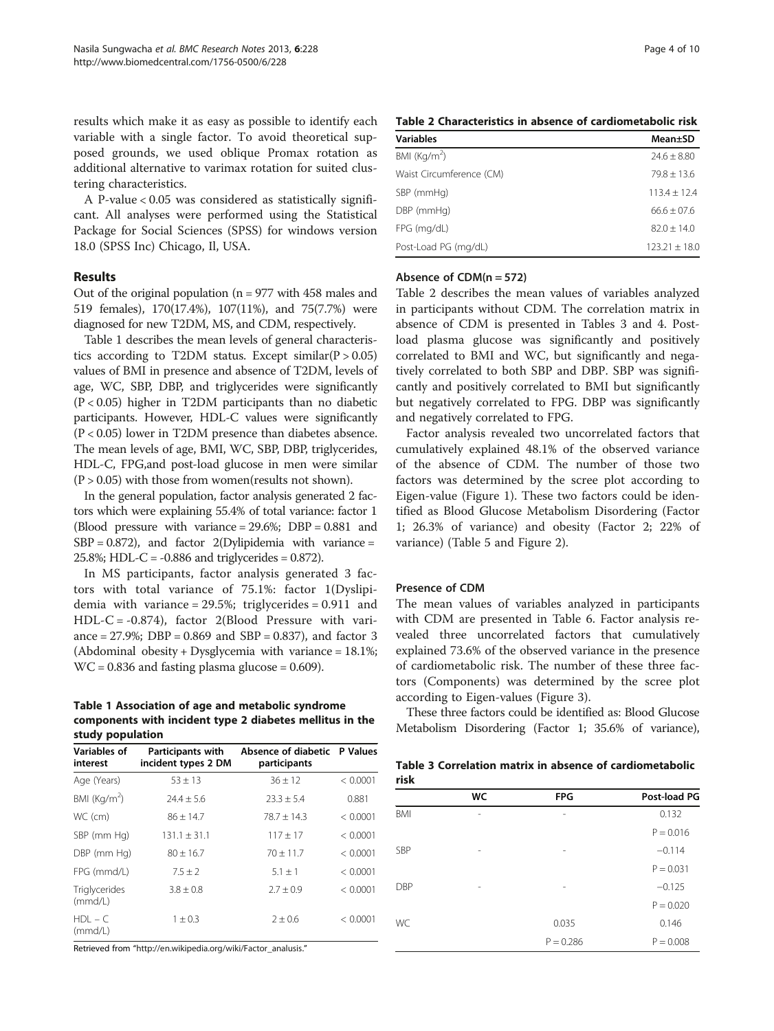results which make it as easy as possible to identify each variable with a single factor. To avoid theoretical supposed grounds, we used oblique Promax rotation as additional alternative to varimax rotation for suited clustering characteristics.

A P-value < 0.05 was considered as statistically significant. All analyses were performed using the Statistical Package for Social Sciences (SPSS) for windows version 18.0 (SPSS Inc) Chicago, Il, USA.

## Results

Out of the original population (n = 977 with 458 males and 519 females), 170(17.4%), 107(11%), and 75(7.7%) were diagnosed for new T2DM, MS, and CDM, respectively.

Table 1 describes the mean levels of general characteristics according to T2DM status. Except similar(P > 0.05) values of BMI in presence and absence of T2DM, levels of age, WC, SBP, DBP, and triglycerides were significantly (P < 0.05) higher in T2DM participants than no diabetic participants. However, HDL-C values were significantly (P < 0.05) lower in T2DM presence than diabetes absence. The mean levels of age, BMI, WC, SBP, DBP, triglycerides, HDL-C, FPG,and post-load glucose in men were similar (P > 0.05) with those from women(results not shown).

In the general population, factor analysis generated 2 factors which were explaining 55.4% of total variance: factor 1 (Blood pressure with variance = 29.6%; DBP = 0.881 and SBP = 0.872), and factor 2(Dylipidemia with variance = 25.8%; HDL-C = -0.886 and triglycerides = 0.872).

In MS participants, factor analysis generated 3 factors with total variance of 75.1%: factor 1(Dyslipidemia with variance = 29.5%; triglycerides = 0.911 and HDL-C = -0.874), factor 2(Blood Pressure with variance = 27.9%; DBP = 0.869 and SBP = 0.837), and factor 3 (Abdominal obesity + Dysglycemia with variance = 18.1%; WC = 0.836 and fasting plasma glucose = 0.609).

**Table 1 Association of age and metabolic syndrome components with incident type 2 diabetes mellitus in the study population**

| Variables of interest | Participants with incident types 2 DM | Absence of diabetic participants | P Values |
|---|---|---|---|
| Age (Years) | 53 ± 13 | 36 ± 12 | < 0.0001 |
| BMI (Kg/m$^2$) | 24.4 ± 5.6 | 23.3 ± 5.4 | 0.881 |
| WC (cm) | 86 ± 14.7 | 78.7 ± 14.3 | < 0.0001 |
| SBP (mm Hg) | 131.1 ± 31.1 | 117 ± 17 | < 0.0001 |
| DBP (mm Hg) | 80 ± 16.7 | 70 ± 11.7 | < 0.0001 |
| FPG (mmd/L) | 7.5 ± 2 | 5.1 ± 1 | < 0.0001 |
| Triglycerides (mmd/L) | 3.8 ± 0.8 | 2.7 ± 0.9 | < 0.0001 |
| HDL – C (mmd/L) | 1 ± 0.3 | 2 ± 0.6 | < 0.0001 |

Retrieved from "http://en.wikipedia.org/wiki/Factor_analusis."

**Table 2 Characteristics in absence of cardiometabolic risk**

| Variables | Mean±SD |
|---|---|
| BMI (Kg/m$^2$) | 24.6 ± 8.80 |
| Waist Circumference (CM) | 79.8 ± 13.6 |
| SBP (mmHg) | 113.4 ± 12.4 |
| DBP (mmHg) | 66.6 ± 07.6 |
| FPG (mg/dL) | 82.0 ± 14.0 |
| Post-Load PG (mg/dL) | 123.21 ± 18.0 |

### Absence of CDM(n = 572)

Table 2 describes the mean values of variables analyzed in participants without CDM. The correlation matrix in absence of CDM is presented in Tables 3 and 4. Post-load plasma glucose was significantly and positively correlated to BMI and WC, but significantly and negatively correlated to both SBP and DBP. SBP was significantly and positively correlated to BMI but significantly but negatively correlated to FPG. DBP was significantly and negatively correlated to FPG.

Factor analysis revealed two uncorrelated factors that cumulatively explained 48.1% of the observed variance of the absence of CDM. The number of those two factors was determined by the scree plot according to Eigen-value (Figure 1). These two factors could be identified as Blood Glucose Metabolism Disordering (Factor 1; 26.3% of variance) and obesity (Factor 2; 22% of variance) (Table 5 and Figure 2).

### Presence of CDM

The mean values of variables analyzed in participants with CDM are presented in Table 6. Factor analysis revealed three uncorrelated factors that cumulatively explained 73.6% of the observed variance in the presence of cardiometabolic risk. The number of these three factors (Components) was determined by the scree plot according to Eigen-values (Figure 3).

These three factors could be identified as: Blood Glucose Metabolism Disordering (Factor 1; 35.6% of variance),

**Table 3 Correlation matrix in absence of cardiometabolic risk**

| | WC | FPG | Post-load PG |
|---|---|---|---|
| BMI | - | - | 0.132 |
| | | | P = 0.016 |
| SBP | - | - | −0.114 |
| | | | P = 0.031 |
| DBP | - | - | −0.125 |
| | | | P = 0.020 |
| WC | | 0.035 | 0.146 |
| | | P = 0.286 | P = 0.008 |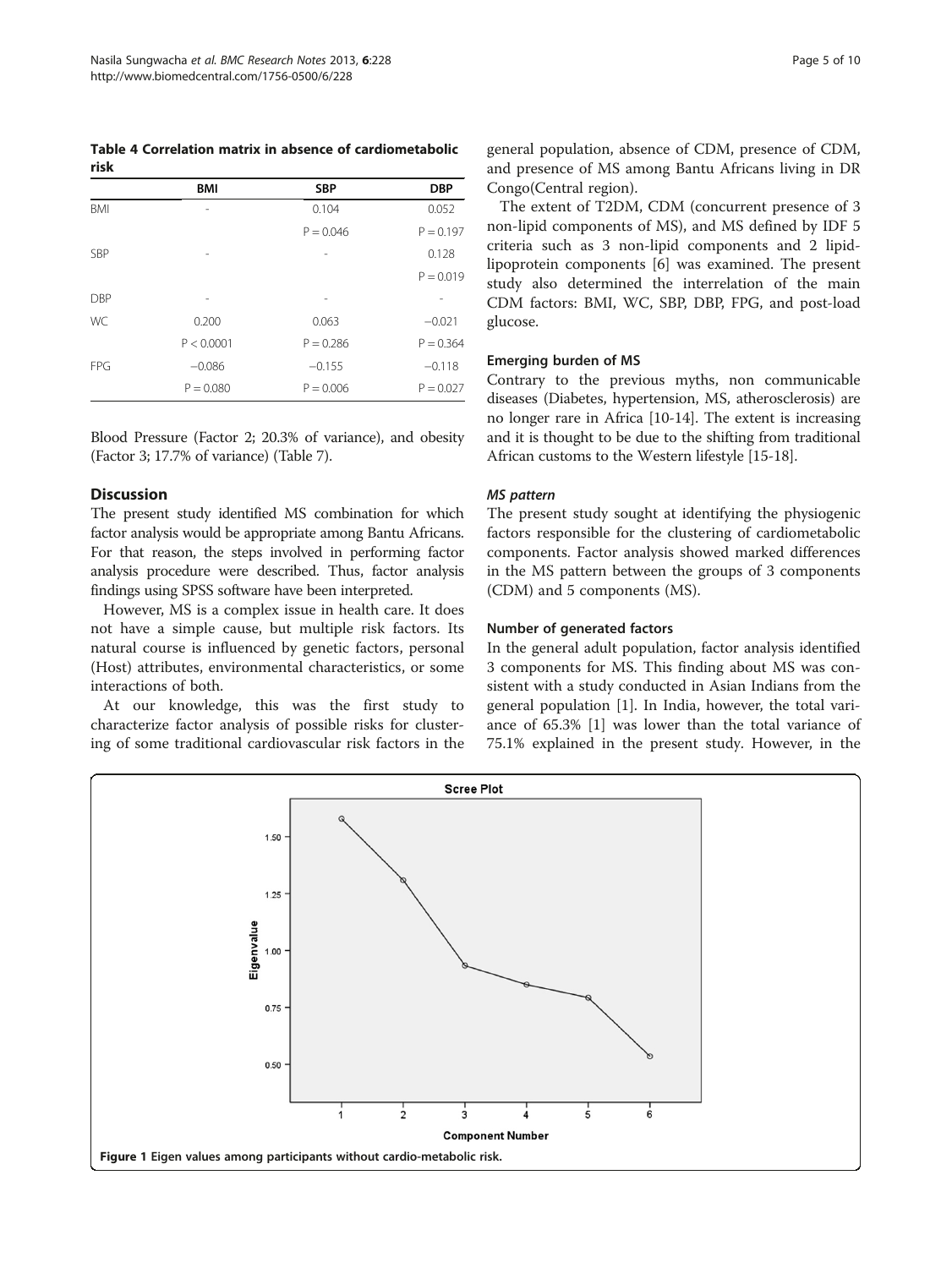**Table 4 Correlation matrix in absence of cardiometabolic risk**

| | BMI | SBP | DBP |
|---|---|---|---|
| BMI | - | 0.104 | 0.052 |
| | | P = 0.046 | P = 0.197 |
| SBP | - | - | 0.128 |
| | | | P = 0.019 |
| DBP | - | - | - |
| WC | 0.200 | 0.063 | −0.021 |
| | P < 0.0001 | P = 0.286 | P = 0.364 |
| FPG | −0.086 | −0.155 | −0.118 |
| | P = 0.080 | P = 0.006 | P = 0.027 |

Blood Pressure (Factor 2; 20.3% of variance), and obesity (Factor 3; 17.7% of variance) (Table 7).

## Discussion

The present study identified MS combination for which factor analysis would be appropriate among Bantu Africans. For that reason, the steps involved in performing factor analysis procedure were described. Thus, factor analysis findings using SPSS software have been interpreted.

However, MS is a complex issue in health care. It does not have a simple cause, but multiple risk factors. Its natural course is influenced by genetic factors, personal (Host) attributes, environmental characteristics, or some interactions of both.

At our knowledge, this was the first study to characterize factor analysis of possible risks for clustering of some traditional cardiovascular risk factors in the general population, absence of CDM, presence of CDM, and presence of MS among Bantu Africans living in DR Congo(Central region).

The extent of T2DM, CDM (concurrent presence of 3 non-lipid components of MS), and MS defined by IDF 5 criteria such as 3 non-lipid components and 2 lipid-lipoprotein components [6] was examined. The present study also determined the interrelation of the main CDM factors: BMI, WC, SBP, DBP, FPG, and post-load glucose.

### Emerging burden of MS

Contrary to the previous myths, non communicable diseases (Diabetes, hypertension, MS, atherosclerosis) are no longer rare in Africa [10-14]. The extent is increasing and it is thought to be due to the shifting from traditional African customs to the Western lifestyle [15-18].

#### *MS pattern*

The present study sought at identifying the physiogenic factors responsible for the clustering of cardiometabolic components. Factor analysis showed marked differences in the MS pattern between the groups of 3 components (CDM) and 5 components (MS).

### Number of generated factors

In the general adult population, factor analysis identified 3 components for MS. This finding about MS was consistent with a study conducted in Asian Indians from the general population [1]. In India, however, the total variance of 65.3% [1] was lower than the total variance of 75.1% explained in the present study. However, in the

**Figure 1** Eigen values among participants without cardio-metabolic risk.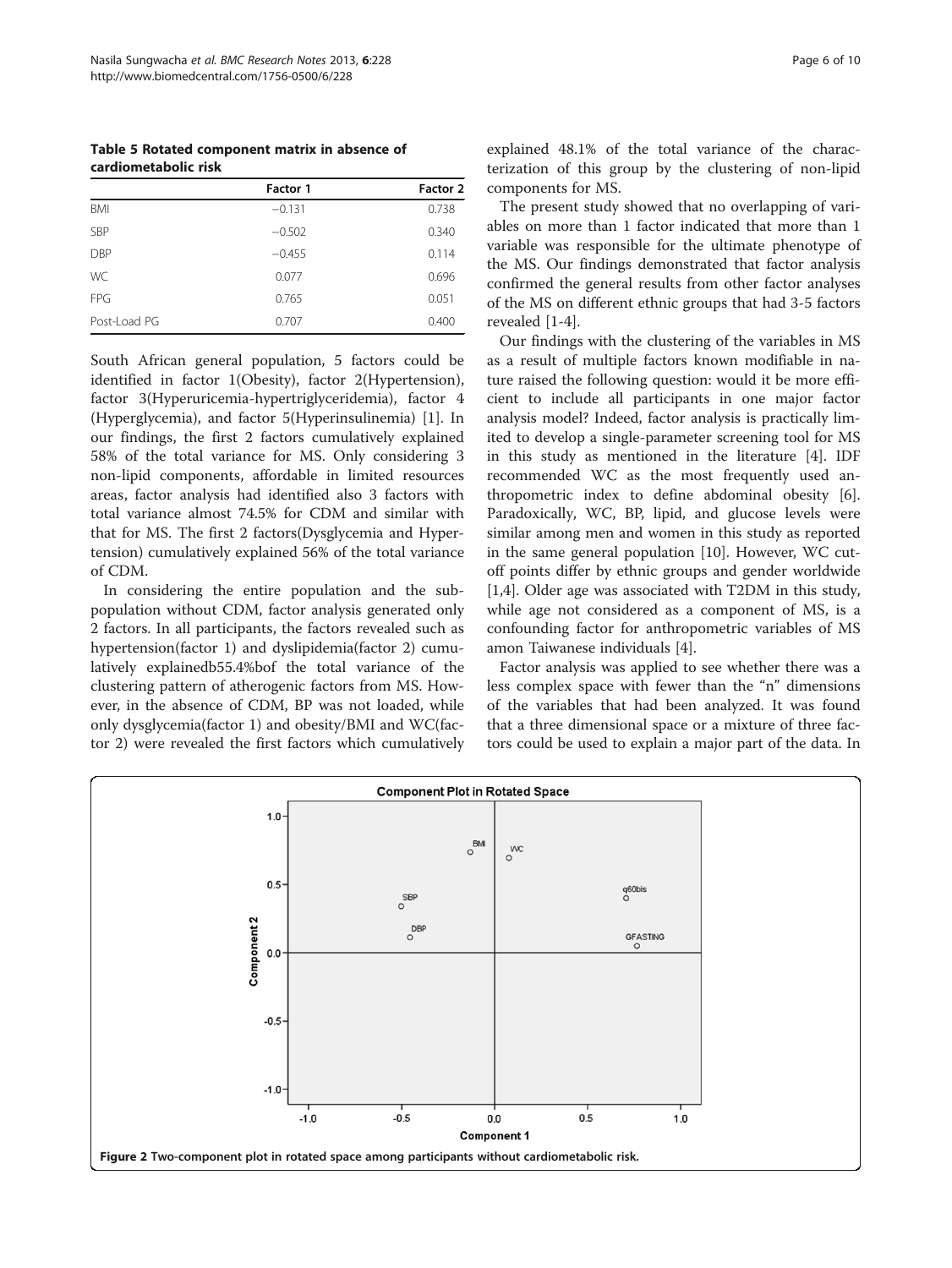**Table 5 Rotated component matrix in absence of cardiometabolic risk**

| | Factor 1 | Factor 2 |
|---|---|---|
| BMI | −0.131 | 0.738 |
| SBP | −0.502 | 0.340 |
| DBP | −0.455 | 0.114 |
| WC | 0.077 | 0.696 |
| FPG | 0.765 | 0.051 |
| Post-Load PG | 0.707 | 0.400 |

South African general population, 5 factors could be identified in factor 1(Obesity), factor 2(Hypertension), factor 3(Hyperuricemia-hypertriglyceridemia), factor 4 (Hyperglycemia), and factor 5(Hyperinsulinemia) [1]. In our findings, the first 2 factors cumulatively explained 58% of the total variance for MS. Only considering 3 non-lipid components, affordable in limited resources areas, factor analysis had identified also 3 factors with total variance almost 74.5% for CDM and similar with that for MS. The first 2 factors(Dysglycemia and Hypertension) cumulatively explained 56% of the total variance of CDM.

In considering the entire population and the subpopulation without CDM, factor analysis generated only 2 factors. In all participants, the factors revealed such as hypertension(factor 1) and dyslipidemia(factor 2) cumulatively explainedb55.4%bof the total variance of the clustering pattern of atherogenic factors from MS. However, in the absence of CDM, BP was not loaded, while only dysglycemia(factor 1) and obesity/BMI and WC(factor 2) were revealed the first factors which cumulatively explained 48.1% of the total variance of the characterization of this group by the clustering of non-lipid components for MS.

The present study showed that no overlapping of variables on more than 1 factor indicated that more than 1 variable was responsible for the ultimate phenotype of the MS. Our findings demonstrated that factor analysis confirmed the general results from other factor analyses of the MS on different ethnic groups that had 3-5 factors revealed [1-4].

Our findings with the clustering of the variables in MS as a result of multiple factors known modifiable in nature raised the following question: would it be more efficient to include all participants in one major factor analysis model? Indeed, factor analysis is practically limited to develop a single-parameter screening tool for MS in this study as mentioned in the literature [4]. IDF recommended WC as the most frequently used anthropometric index to define abdominal obesity [6]. Paradoxically, WC, BP, lipid, and glucose levels were similar among men and women in this study as reported in the same general population [10]. However, WC cutoff points differ by ethnic groups and gender worldwide [1,4]. Older age was associated with T2DM in this study, while age not considered as a component of MS, is a confounding factor for anthropometric variables of MS amon Taiwanese individuals [4].

Factor analysis was applied to see whether there was a less complex space with fewer than the "n" dimensions of the variables that had been analyzed. It was found that a three dimensional space or a mixture of three factors could be used to explain a major part of the data. In

**Figure 2** Two-component plot in rotated space among participants without cardiometabolic risk.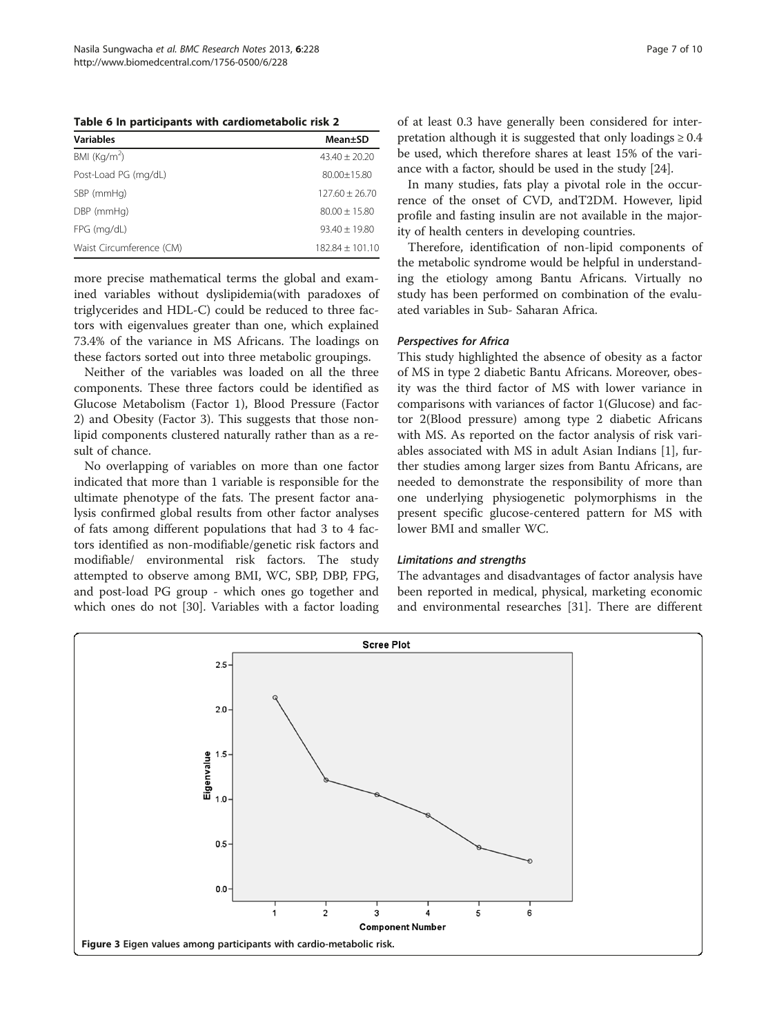**Table 6 In participants with cardiometabolic risk 2**

| Variables | Mean±SD |
|---|---|
| BMI (Kg/m$^2$) | 43.40 ± 20.20 |
| Post-Load PG (mg/dL) | 80.00±15.80 |
| SBP (mmHg) | 127.60 ± 26.70 |
| DBP (mmHg) | 80.00 ± 15.80 |
| FPG (mg/dL) | 93.40 ± 19.80 |
| Waist Circumference (CM) | 182.84 ± 101.10 |

more precise mathematical terms the global and examined variables without dyslipidemia(with paradoxes of triglycerides and HDL-C) could be reduced to three factors with eigenvalues greater than one, which explained 73.4% of the variance in MS Africans. The loadings on these factors sorted out into three metabolic groupings.

Neither of the variables was loaded on all the three components. These three factors could be identified as Glucose Metabolism (Factor 1), Blood Pressure (Factor 2) and Obesity (Factor 3). This suggests that those non-lipid components clustered naturally rather than as a result of chance.

No overlapping of variables on more than one factor indicated that more than 1 variable is responsible for the ultimate phenotype of the fats. The present factor analysis confirmed global results from other factor analyses of fats among different populations that had 3 to 4 factors identified as non-modifiable/genetic risk factors and modifiable/ environmental risk factors. The study attempted to observe among BMI, WC, SBP, DBP, FPG, and post-load PG group - which ones go together and which ones do not [30]. Variables with a factor loading of at least 0.3 have generally been considered for interpretation although it is suggested that only loadings ≥ 0.4 be used, which therefore shares at least 15% of the variance with a factor, should be used in the study [24].

In many studies, fats play a pivotal role in the occurrence of the onset of CVD, andT2DM. However, lipid profile and fasting insulin are not available in the majority of health centers in developing countries.

Therefore, identification of non-lipid components of the metabolic syndrome would be helpful in understanding the etiology among Bantu Africans. Virtually no study has been performed on combination of the evaluated variables in Sub- Saharan Africa.

### *Perspectives for Africa*

This study highlighted the absence of obesity as a factor of MS in type 2 diabetic Bantu Africans. Moreover, obesity was the third factor of MS with lower variance in comparisons with variances of factor 1(Glucose) and factor 2(Blood pressure) among type 2 diabetic Africans with MS. As reported on the factor analysis of risk variables associated with MS in adult Asian Indians [1], further studies among larger sizes from Bantu Africans, are needed to demonstrate the responsibility of more than one underlying physiogenetic polymorphisms in the present specific glucose-centered pattern for MS with lower BMI and smaller WC.

### *Limitations and strengths*

The advantages and disadvantages of factor analysis have been reported in medical, physical, marketing economic and environmental researches [31]. There are different

**Figure 3** Eigen values among participants with cardio-metabolic risk.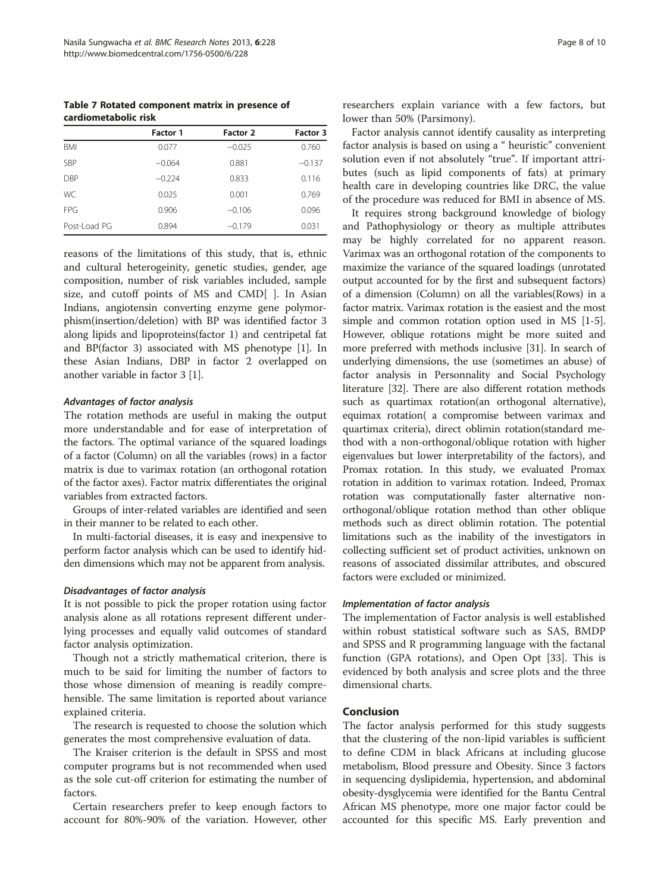**Table 7 Rotated component matrix in presence of cardiometabolic risk**

| | Factor 1 | Factor 2 | Factor 3 |
|---|---|---|---|
| BMI | 0.077 | −0.025 | 0.760 |
| SBP | −0.064 | 0.881 | −0.137 |
| DBP | −0.224 | 0.833 | 0.116 |
| WC | 0.025 | 0.001 | 0.769 |
| FPG | 0.906 | −0.106 | 0.096 |
| Post-Load PG | 0.894 | −0.179 | 0.031 |

reasons of the limitations of this study, that is, ethnic and cultural heterogeinity, genetic studies, gender, age composition, number of risk variables included, sample size, and cutoff points of MS and CMD[ ]. In Asian Indians, angiotensin converting enzyme gene polymorphism(insertion/deletion) with BP was identified factor 3 along lipids and lipoproteins(factor 1) and centripetal fat and BP(factor 3) associated with MS phenotype [1]. In these Asian Indians, DBP in factor 2 overlapped on another variable in factor 3 [1].

### *Advantages of factor analysis*

The rotation methods are useful in making the output more understandable and for ease of interpretation of the factors. The optimal variance of the squared loadings of a factor (Column) on all the variables (rows) in a factor matrix is due to varimax rotation (an orthogonal rotation of the factor axes). Factor matrix differentiates the original variables from extracted factors.

Groups of inter-related variables are identified and seen in their manner to be related to each other.

In multi-factorial diseases, it is easy and inexpensive to perform factor analysis which can be used to identify hidden dimensions which may not be apparent from analysis.

### *Disadvantages of factor analysis*

It is not possible to pick the proper rotation using factor analysis alone as all rotations represent different underlying processes and equally valid outcomes of standard factor analysis optimization.

Though not a strictly mathematical criterion, there is much to be said for limiting the number of factors to those whose dimension of meaning is readily comprehensible. The same limitation is reported about variance explained criteria.

The research is requested to choose the solution which generates the most comprehensive evaluation of data.

The Kraiser criterion is the default in SPSS and most computer programs but is not recommended when used as the sole cut-off criterion for estimating the number of factors.

Certain researchers prefer to keep enough factors to account for 80%-90% of the variation. However, other researchers explain variance with a few factors, but lower than 50% (Parsimony).

Factor analysis cannot identify causality as interpreting factor analysis is based on using a " heuristic" convenient solution even if not absolutely "true". If important attributes (such as lipid components of fats) at primary health care in developing countries like DRC, the value of the procedure was reduced for BMI in absence of MS.

It requires strong background knowledge of biology and Pathophysiology or theory as multiple attributes may be highly correlated for no apparent reason. Varimax was an orthogonal rotation of the components to maximize the variance of the squared loadings (unrotated output accounted for by the first and subsequent factors) of a dimension (Column) on all the variables(Rows) in a factor matrix. Varimax rotation is the easiest and the most simple and common rotation option used in MS [1-5]. However, oblique rotations might be more suited and more preferred with methods inclusive [31]. In search of underlying dimensions, the use (sometimes an abuse) of factor analysis in Personnality and Social Psychology literature [32]. There are also different rotation methods such as quartimax rotation(an orthogonal alternative), equimax rotation( a compromise between varimax and quartimax criteria), direct oblimin rotation(standard method with a non-orthogonal/oblique rotation with higher eigenvalues but lower interpretability of the factors), and Promax rotation. In this study, we evaluated Promax rotation in addition to varimax rotation. Indeed, Promax rotation was computationally faster alternative non-orthogonal/oblique rotation method than other oblique methods such as direct oblimin rotation. The potential limitations such as the inability of the investigators in collecting sufficient set of product activities, unknown on reasons of associated dissimilar attributes, and obscured factors were excluded or minimized.

### *Implementation of factor analysis*

The implementation of Factor analysis is well established within robust statistical software such as SAS, BMDP and SPSS and R programming language with the factanal function (GPA rotations), and Open Opt [33]. This is evidenced by both analysis and scree plots and the three dimensional charts.

## Conclusion

The factor analysis performed for this study suggests that the clustering of the non-lipid variables is sufficient to define CDM in black Africans at including glucose metabolism, Blood pressure and Obesity. Since 3 factors in sequencing dyslipidemia, hypertension, and abdominal obesity-dysglycemia were identified for the Bantu Central African MS phenotype, more one major factor could be accounted for this specific MS. Early prevention and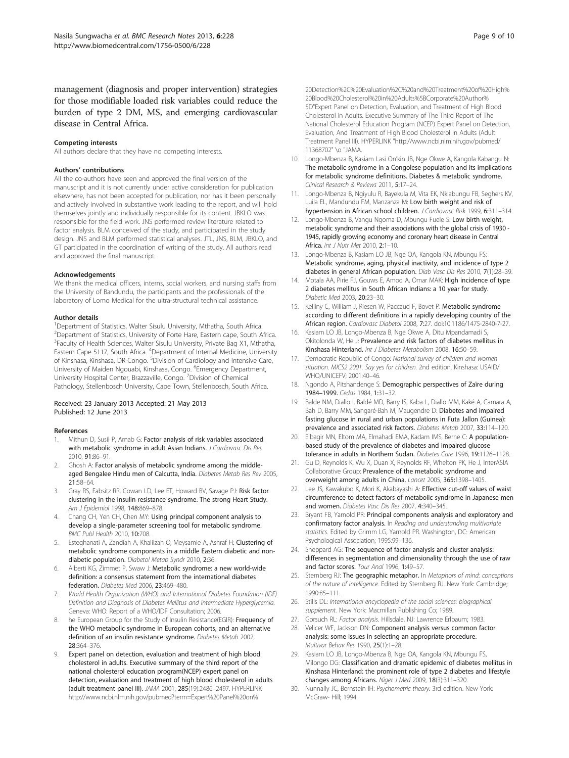management (diagnosis and proper intervention) strategies for those modifiable loaded risk variables could reduce the burden of type 2 DM, MS, and emerging cardiovascular disease in Central Africa.

#### Competing interests
All authors declare that they have no competing interests.

#### Authors' contributions
All the co-authors have seen and approved the final version of the manuscript and it is not currently under active consideration for publication elsewhere, has not been accepted for publication, nor has it been personally and actively involved in substantive work leading to the report, and will hold themselves jointly and individually responsible for its content. JBKLO was responsible for the field work. JNS performed review literature related to factor analysis. BLM conceived of the study, and participated in the study design. JNS and BLM performed statistical analyses. JTL, JNS, BLM, JBKLO, and GT participated in the coordination of writing of the study. All authors read and approved the final manuscript.

#### Acknowledgements
We thank the medical officers, interns, social workers, and nursing staffs from the University of Bandundu, the participants and the professionals of the laboratory of Lomo Medical for the ultra-structural technical assistance.

#### Author details
[1]Department of Statistics, Walter Sisulu University, Mthatha, South Africa. [2]Department of Statistics, University of Forte Hare, Eastern cape, South Africa. [3]Faculty of Health Sciences, Walter Sisulu University, Private Bag X1, Mthatha, Eastern Cape 5117, South Africa. [4]Department of Internal Medicine, University of Kinshasa, Kinshasa, DR Congo. [5]Division of Cardiology and Intensive Care, University of Maiden Ngouabi, Kinshasa, Congo. [6]Emergency Department, University Hospital Center, Brazzaville, Congo. [7]Division of Chemical Pathology, Stellenbosch University, Cape Town, Stellenbosch, South Africa.

Received: 23 January 2013 Accepted: 21 May 2013
Published: 12 June 2013

#### References
1. Mithun D, Susil P, Arnab G: **Factor analysis of risk variables associated with metabolic syndrome in adult Asian Indians.** *J Cardiovasc Dis Res* 2010, **91:**86–91.
2. Ghosh A: **Factor analysis of metabolic syndrome among the middle-aged Bengalee Hindu men of Calcutta, India.** *Diabetes Metab Res Rev* 2005, **21:**58–64.
3. Gray RS, Fabsitz RR, Cowan LD, Lee ET, Howard BV, Savage PJ: **Risk factor clustering in the insulin resistance syndrome. The strong Heart Study.** *Am J Epidemiol* 1998, **148:**869–878.
4. Chang CH, Yen CH, Chen MY: **Using principal component analysis to develop a single-parameter screening tool for metabolic syndrome.** *BMC Publ Health* 2010, **10:**708.
5. Esteghanati A, Zandiah A, Khalilzah O, Meysamie A, Ashraf H: **Clustering of metabolic syndrome components in a middle Eastern diabetic and non-diabetic population.** *Diabetol Metab Syndr* 2010, **2:**36.
6. Alberti KG, Zimmet P, Swaw J: **Metabolic syndrome: a new world-wide definition: a consensus statement from the international diabetes federation.** *Diabetes Med* 2006, **23:**469–480.
7. *World Health Organization (WHO) and International Diabetes Foundation (IDF) Definition and Diagnosis of Diabetes Mellitus and Intermediate Hyperglycemia.* Geneva: WHO: Report of a WHO/IDF Consultation; 2006.
8. he European Group for the Study of Insulin Resistance(EGIR): **Frequency of the WHO metabolic syndrome in European cohorts, and an alternative definition of an insulin resistance syndrome.** *Diabetes Metab* 2002, **28:**364–376.
9. Expert panel on detection, evaluation and treatment of high blood cholesterol in adults. Executive summary of the third report of the national cholesterol education program(NCEP) expert panel on detection, evaluation and treatment of high blood cholesterol in adults (adult treatment panel III). *JAMA* 2001, **285**(19):2486–2497. HYPERLINK http://www.ncbi.nlm.nih.gov/pubmed?term=Expert%20Panel%20on%20Detection%2C%20Evaluation%2C%20and%20Treatment%20of%20High%20Blood%20Cholesterol%20in%20Adults%5BCorporate%20Author%5D"Expert Panel on Detection, Evaluation, and Treatment of High Blood Cholesterol in Adults. Executive Summary of The Third Report of The National Cholesterol Education Program (NCEP) Expert Panel on Detection, Evaluation, And Treatment of High Blood Cholesterol In Adults (Adult Treatment Panel III). HYPERLINK "http://www.ncbi.nlm.nih.gov/pubmed/11368702" \o "JAMA.
10. Longo-Mbenza B, Kasiam Lasi On'kin JB, Nge Okwe A, Kangola Kabangu N: **The metabolic syndrome in a Congolese population and its implications for metabolic syndrome definitions. Diabetes & metabolic syndrome.** *Clinical Research & Reviews* 2011, **5:**17–24.
11. Longo-Mbenza B, Ngiyulu R, Bayekula M, Vita EK, Nkiabungu FB, Seghers KV, Luila EL, Mandundu FM, Manzanza M: **Low birth weight and risk of hypertension in African school children.** *J Cardiovasc Risk* 1999, **6:**311–314.
12. Longo-Mbenza B, Vangu Ngoma D, Mbungu Fuele S: **Low birth weight, metabolic syndrome and their associations with the global crisis of 1930 - 1945, rapidly growing economy and coronary heart disease in Central Africa.** *Int J Nutr Met* 2010, **2:**1–10.
13. Longo-Mbenza B, Kasiam LO JB, Nge OA, Kangola KN, Mbungu FS: **Metabolic syndrome, aging, physical inactivity, and incidence of type 2 diabetes in general African population.** *Diab Vasc Dis Res* 2010, **7**(1):28–39.
14. Motala AA, Pirie FJ, Gouws E, Amod A, Omar MAK: **High incidence of type 2 diabetes mellitus in South African Indians: a 10 year for study.** *Diabetic Med* 2003, **20:**23–30.
15. Kelliny C, William J, Riesen W, Paccaud F, Bovet P: **Metabolic syndrome according to different definitions in a rapidly developing country of the African region.** *Cardiovasc Diabetol* 2008, **7:**27. doi:10.1186/1475-2840-7-27.
16. Kasiam LO JB, Longo-Mbenza B, Nge Okwe A, Ditu Mpandamadi S, Okitolonda W, He J: **Prevalence and risk factors of diabetes mellitus in Kinshasa Hinterland.** *Int J Diabetes Metabolism* 2008, **16:**50–59.
17. Democratic Republic of Congo: *National survey of children and women situation. MICS2 2001. Say yes for children.* 2nd edition. Kinshasa: USAID/WHO/UNICEFV; 2001:40–46.
18. Ngondo A, Pitshandenge S: **Demographic perspectives of Zaïre during 1984–1999.** *Cedas* 1984, **1:**31–32.
19. Balde NM, Diallo I, Baldé MD, Barry IS, Kaba L, Diallo MM, Kaké A, Camara A, Bah D, Barry MM, Sangaré-Bah M, Maugendre D: **Diabetes and impaired fasting glucose in rural and urban populations in Futa Jallon (Guinea): prevalence and associated risk factors.** *Diabetes Metab* 2007, **33:**114–120.
20. Elbagir MN, Eltom MA, Elmahadi EMA, Kadam IMS, Berne C: **A population-based study of the prevalence of diabetes and impaired glucose tolerance in adults in Northern Sudan.** *Diabetes Care* 1996, **19:**1126–1128.
21. Gu D, Reynolds K, Wu X, Duan X, Reynolds RF, Whelton PK, He J, InterASIA Collaborative Group: **Prevalence of the metabolic syndrome and overweight among adults in China.** *Lancet* 2005, **365:**1398–1405.
22. Lee JS, Kawakubo K, Mori K, Akabayashi A: **Effective cut-off values of waist circumference to detect factors of metabolic syndrome in Japanese men and women.** *Diabetes Vasc Dis Res* 2007, **4:**340–345.
23. Bryant FB, Yarnold PR: **Principal components analysis and exploratory and confirmatory factor analysis.** In *Reading and understanding multivariate statistics.* Edited by Grimm LG, Yarnold PR. Washington, DC: American Psychological Association; 1995:99–136.
24. Sheppard AG: **The sequence of factor analysis and cluster analysis: differences in segmentation and dimensionality through the use of raw and factor scores.** *Tour Anal* 1996, **1:**49–57.
25. Sternberg RJ: **The geographic metaphor.** In *Metaphors of mind: conceptions of the nature of intelligence.* Edited by Sternberg RJ. New York: Cambridge; 1990:85–111.
26. Stills DL: *International encyclopedia of the social sciences: biographical supplement.* New York: Macmillan Publishing Co; 1989.
27. Gorsuch RL: *Factor analysis.* Hillsdale, NJ: Lawrence Erlbaum; 1983.
28. Velicer WF, Jackson DN: **Component analysis versus common factor analysis: some issues in selecting an appropriate procedure.** *Multivar Behav Res* 1990, **25**(1):1–28.
29. Kasiam LO JB, Longo-Mbenza B, Nge OA, Kangola KN, Mbungu FS, Milongo DG: **Classification and dramatic epidemic of diabetes mellitus in Kinshasa Hinterland: the prominent role of type 2 diabetes and lifestyle changes among Africans.** *Niger J Med* 2009, **18**(3):311–320.
30. Nunnally JC, Bernstein IH: *Psychometric theory.* 3rd edition. New York: McGraw- Hill; 1994.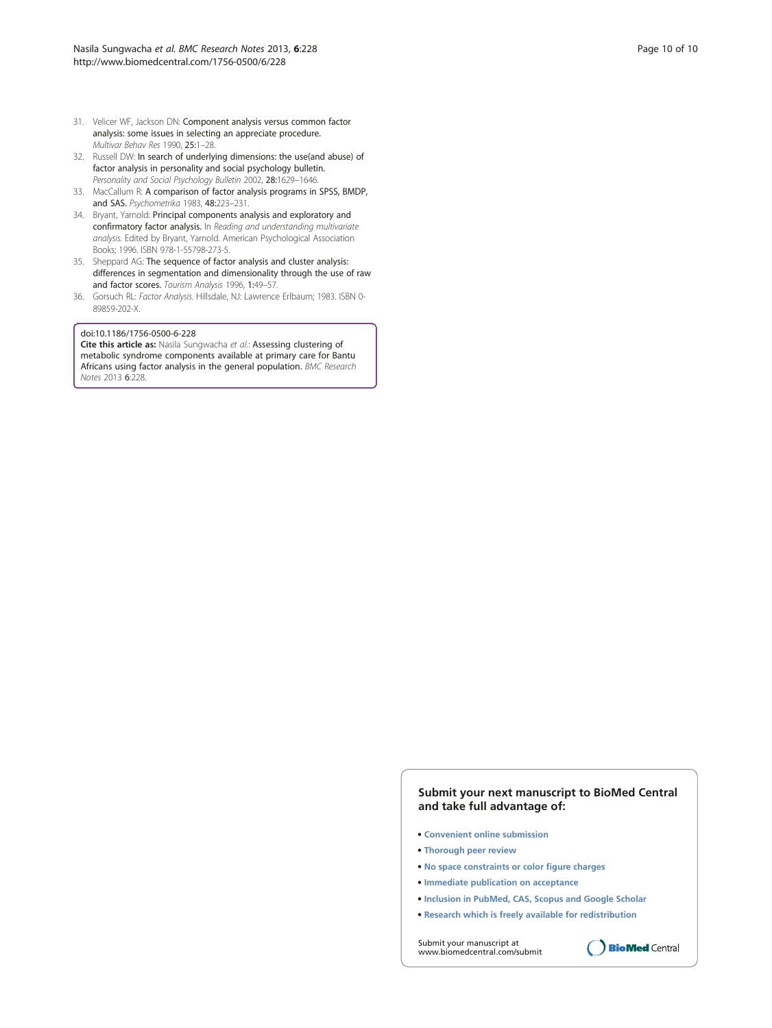31. Velicer WF, Jackson DN: **Component analysis versus common factor analysis: some issues in selecting an appreciate procedure.** *Multivar Behav Res* 1990, **25:**1–28.
32. Russell DW: **In search of underlying dimensions: the use(and abuse) of factor analysis in personality and social psychology bulletin.** *Personality and Social Psychology Bulletin* 2002, **28:**1629–1646.
33. MacCallum R: **A comparison of factor analysis programs in SPSS, BMDP, and SAS.** *Psychometrika* 1983, **48:**223–231.
34. Bryant, Yarnold: **Principal components analysis and exploratory and confirmatory factor analysis.** In *Reading and understanding multivariate analysis.* Edited by Bryant, Yarnold. American Psychological Association Books; 1996. ISBN 978-1-55798-273-5.
35. Sheppard AG: **The sequence of factor analysis and cluster analysis: differences in segmentation and dimensionality through the use of raw and factor scores.** *Tourism Analysis* 1996, **1:**49–57.
36. Gorsuch RL: *Factor Analysis.* Hillsdale, NJ: Lawrence Erlbaum; 1983. ISBN 0-89859-202-X.

doi:10.1186/1756-0500-6-228

**Cite this article as:** Nasila Sungwacha *et al.*: Assessing clustering of metabolic syndrome components available at primary care for Bantu Africans using factor analysis in the general population. *BMC Research Notes* 2013 **6**:228.

**Submit your next manuscript to BioMed Central and take full advantage of:**

- **Convenient online submission**
- **Thorough peer review**
- **No space constraints or color figure charges**
- **Immediate publication on acceptance**
- **Inclusion in PubMed, CAS, Scopus and Google Scholar**
- **Research which is freely available for redistribution**

Submit your manuscript at www.biomedcentral.com/submit